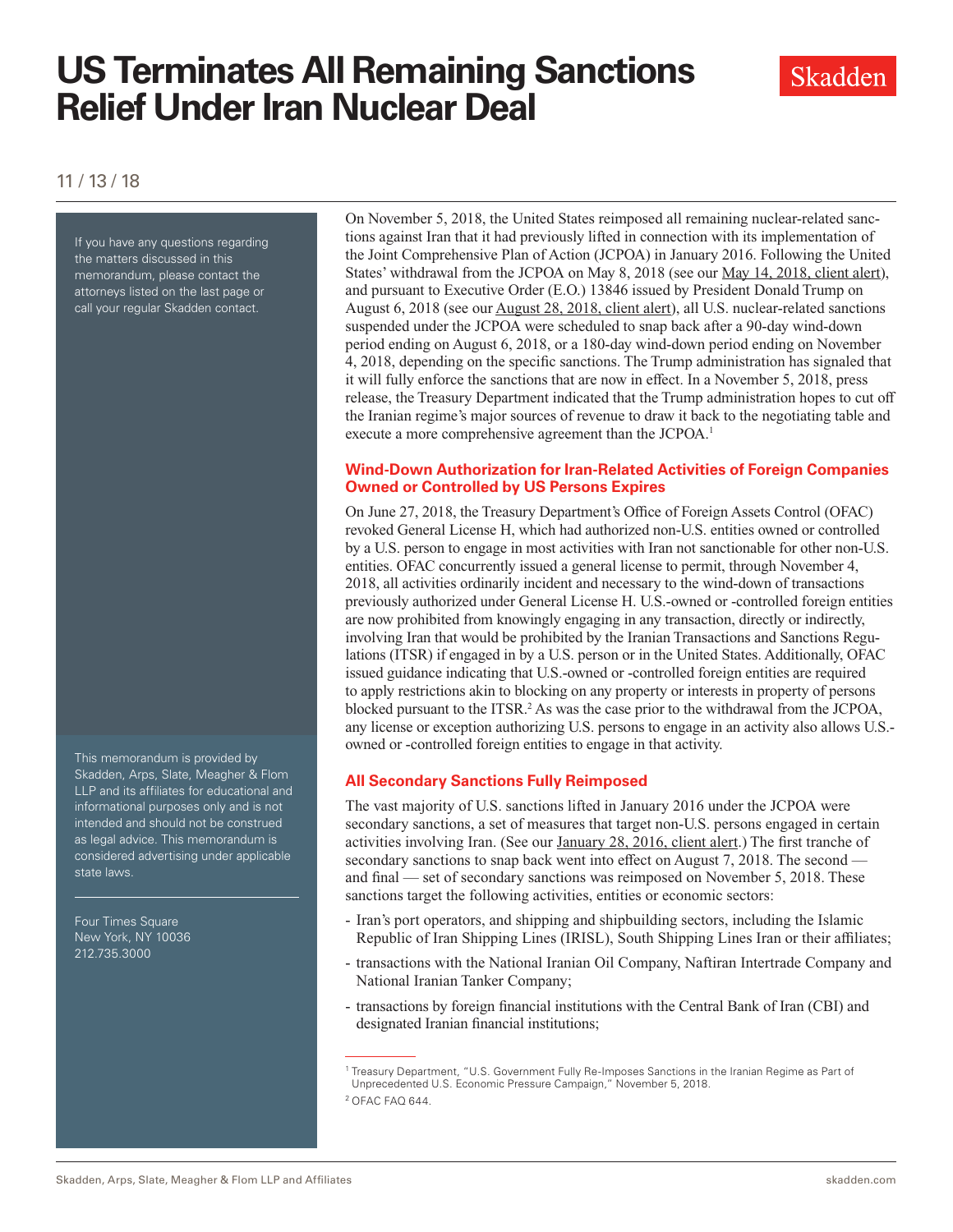# US Terminates All Remaining Sanctions Relief Under Iran Nuclear Deal

11 / 13 / 18

If you have any questions regarding the matters discussed in this memorandum, please contact the attorneys listed on the last page or call your regular Skadden contact.

This memorandum is provided by Skadden, Arps, Slate, Meagher & Flom LLP and its affiliates for educational and informational purposes only and is not intended and should not be construed as legal advice. This memorandum is considered advertising under applicable state laws.

Four Times Square
New York, NY 10036
212.735.3000

On November 5, 2018, the United States reimposed all remaining nuclear-related sanctions against Iran that it had previously lifted in connection with its implementation of the Joint Comprehensive Plan of Action (JCPOA) in January 2016. Following the United States' withdrawal from the JCPOA on May 8, 2018 (see our May 14, 2018, client alert), and pursuant to Executive Order (E.O.) 13846 issued by President Donald Trump on August 6, 2018 (see our August 28, 2018, client alert), all U.S. nuclear-related sanctions suspended under the JCPOA were scheduled to snap back after a 90-day wind-down period ending on August 6, 2018, or a 180-day wind-down period ending on November 4, 2018, depending on the specific sanctions. The Trump administration has signaled that it will fully enforce the sanctions that are now in effect. In a November 5, 2018, press release, the Treasury Department indicated that the Trump administration hopes to cut off the Iranian regime's major sources of revenue to draw it back to the negotiating table and execute a more comprehensive agreement than the JCPOA.[1]

## Wind-Down Authorization for Iran-Related Activities of Foreign Companies Owned or Controlled by US Persons Expires

On June 27, 2018, the Treasury Department's Office of Foreign Assets Control (OFAC) revoked General License H, which had authorized non-U.S. entities owned or controlled by a U.S. person to engage in most activities with Iran not sanctionable for other non-U.S. entities. OFAC concurrently issued a general license to permit, through November 4, 2018, all activities ordinarily incident and necessary to the wind-down of transactions previously authorized under General License H. U.S.-owned or -controlled foreign entities are now prohibited from knowingly engaging in any transaction, directly or indirectly, involving Iran that would be prohibited by the Iranian Transactions and Sanctions Regulations (ITSR) if engaged in by a U.S. person or in the United States. Additionally, OFAC issued guidance indicating that U.S.-owned or -controlled foreign entities are required to apply restrictions akin to blocking on any property or interests in property of persons blocked pursuant to the ITSR.[2] As was the case prior to the withdrawal from the JCPOA, any license or exception authorizing U.S. persons to engage in an activity also allows U.S.-owned or -controlled foreign entities to engage in that activity.

## All Secondary Sanctions Fully Reimposed

The vast majority of U.S. sanctions lifted in January 2016 under the JCPOA were secondary sanctions, a set of measures that target non-U.S. persons engaged in certain activities involving Iran. (See our January 28, 2016, client alert.) The first tranche of secondary sanctions to snap back went into effect on August 7, 2018. The second — and final — set of secondary sanctions was reimposed on November 5, 2018. These sanctions target the following activities, entities or economic sectors:

- Iran's port operators, and shipping and shipbuilding sectors, including the Islamic Republic of Iran Shipping Lines (IRISL), South Shipping Lines Iran or their affiliates;
- transactions with the National Iranian Oil Company, Naftiran Intertrade Company and National Iranian Tanker Company;
- transactions by foreign financial institutions with the Central Bank of Iran (CBI) and designated Iranian financial institutions;

[1] Treasury Department, "U.S. Government Fully Re-Imposes Sanctions in the Iranian Regime as Part of Unprecedented U.S. Economic Pressure Campaign," November 5, 2018.

[2] OFAC FAQ 644.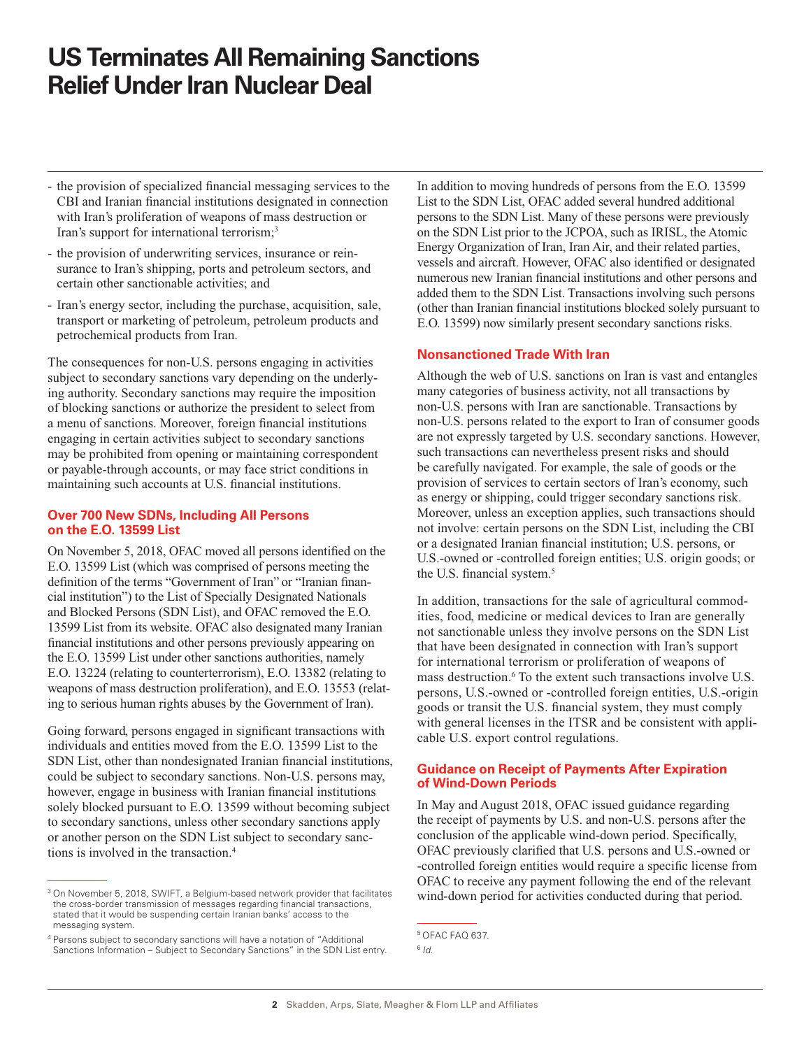- the provision of specialized financial messaging services to the CBI and Iranian financial institutions designated in connection with Iran's proliferation of weapons of mass destruction or Iran's support for international terrorism;[3]
- the provision of underwriting services, insurance or reinsurance to Iran's shipping, ports and petroleum sectors, and certain other sanctionable activities; and
- Iran's energy sector, including the purchase, acquisition, sale, transport or marketing of petroleum, petroleum products and petrochemical products from Iran.

The consequences for non-U.S. persons engaging in activities subject to secondary sanctions vary depending on the underlying authority. Secondary sanctions may require the imposition of blocking sanctions or authorize the president to select from a menu of sanctions. Moreover, foreign financial institutions engaging in certain activities subject to secondary sanctions may be prohibited from opening or maintaining correspondent or payable-through accounts, or may face strict conditions in maintaining such accounts at U.S. financial institutions.

## Over 700 New SDNs, Including All Persons on the E.O. 13599 List

On November 5, 2018, OFAC moved all persons identified on the E.O. 13599 List (which was comprised of persons meeting the definition of the terms "Government of Iran" or "Iranian financial institution") to the List of Specially Designated Nationals and Blocked Persons (SDN List), and OFAC removed the E.O. 13599 List from its website. OFAC also designated many Iranian financial institutions and other persons previously appearing on the E.O. 13599 List under other sanctions authorities, namely E.O. 13224 (relating to counterterrorism), E.O. 13382 (relating to weapons of mass destruction proliferation), and E.O. 13553 (relating to serious human rights abuses by the Government of Iran).

Going forward, persons engaged in significant transactions with individuals and entities moved from the E.O. 13599 List to the SDN List, other than nondesignated Iranian financial institutions, could be subject to secondary sanctions. Non-U.S. persons may, however, engage in business with Iranian financial institutions solely blocked pursuant to E.O. 13599 without becoming subject to secondary sanctions, unless other secondary sanctions apply or another person on the SDN List subject to secondary sanctions is involved in the transaction.[4]

In addition to moving hundreds of persons from the E.O. 13599 List to the SDN List, OFAC added several hundred additional persons to the SDN List. Many of these persons were previously on the SDN List prior to the JCPOA, such as IRISL, the Atomic Energy Organization of Iran, Iran Air, and their related parties, vessels and aircraft. However, OFAC also identified or designated numerous new Iranian financial institutions and other persons and added them to the SDN List. Transactions involving such persons (other than Iranian financial institutions blocked solely pursuant to E.O. 13599) now similarly present secondary sanctions risks.

## Nonsanctioned Trade With Iran

Although the web of U.S. sanctions on Iran is vast and entangles many categories of business activity, not all transactions by non-U.S. persons with Iran are sanctionable. Transactions by non-U.S. persons related to the export to Iran of consumer goods are not expressly targeted by U.S. secondary sanctions. However, such transactions can nevertheless present risks and should be carefully navigated. For example, the sale of goods or the provision of services to certain sectors of Iran's economy, such as energy or shipping, could trigger secondary sanctions risk. Moreover, unless an exception applies, such transactions should not involve: certain persons on the SDN List, including the CBI or a designated Iranian financial institution; U.S. persons, or U.S.-owned or -controlled foreign entities; U.S. origin goods; or the U.S. financial system.[5]

In addition, transactions for the sale of agricultural commodities, food, medicine or medical devices to Iran are generally not sanctionable unless they involve persons on the SDN List that have been designated in connection with Iran's support for international terrorism or proliferation of weapons of mass destruction.[6] To the extent such transactions involve U.S. persons, U.S.-owned or -controlled foreign entities, U.S.-origin goods or transit the U.S. financial system, they must comply with general licenses in the ITSR and be consistent with applicable U.S. export control regulations.

## Guidance on Receipt of Payments After Expiration of Wind-Down Periods

In May and August 2018, OFAC issued guidance regarding the receipt of payments by U.S. and non-U.S. persons after the conclusion of the applicable wind-down period. Specifically, OFAC previously clarified that U.S. persons and U.S.-owned or -controlled foreign entities would require a specific license from OFAC to receive any payment following the end of the relevant wind-down period for activities conducted during that period.

---

[3] On November 5, 2018, SWIFT, a Belgium-based network provider that facilitates the cross-border transmission of messages regarding financial transactions, stated that it would be suspending certain Iranian banks' access to the messaging system.

[4] Persons subject to secondary sanctions will have a notation of "Additional Sanctions Information – Subject to Secondary Sanctions" in the SDN List entry.

[5] OFAC FAQ 637.

[6] *Id.*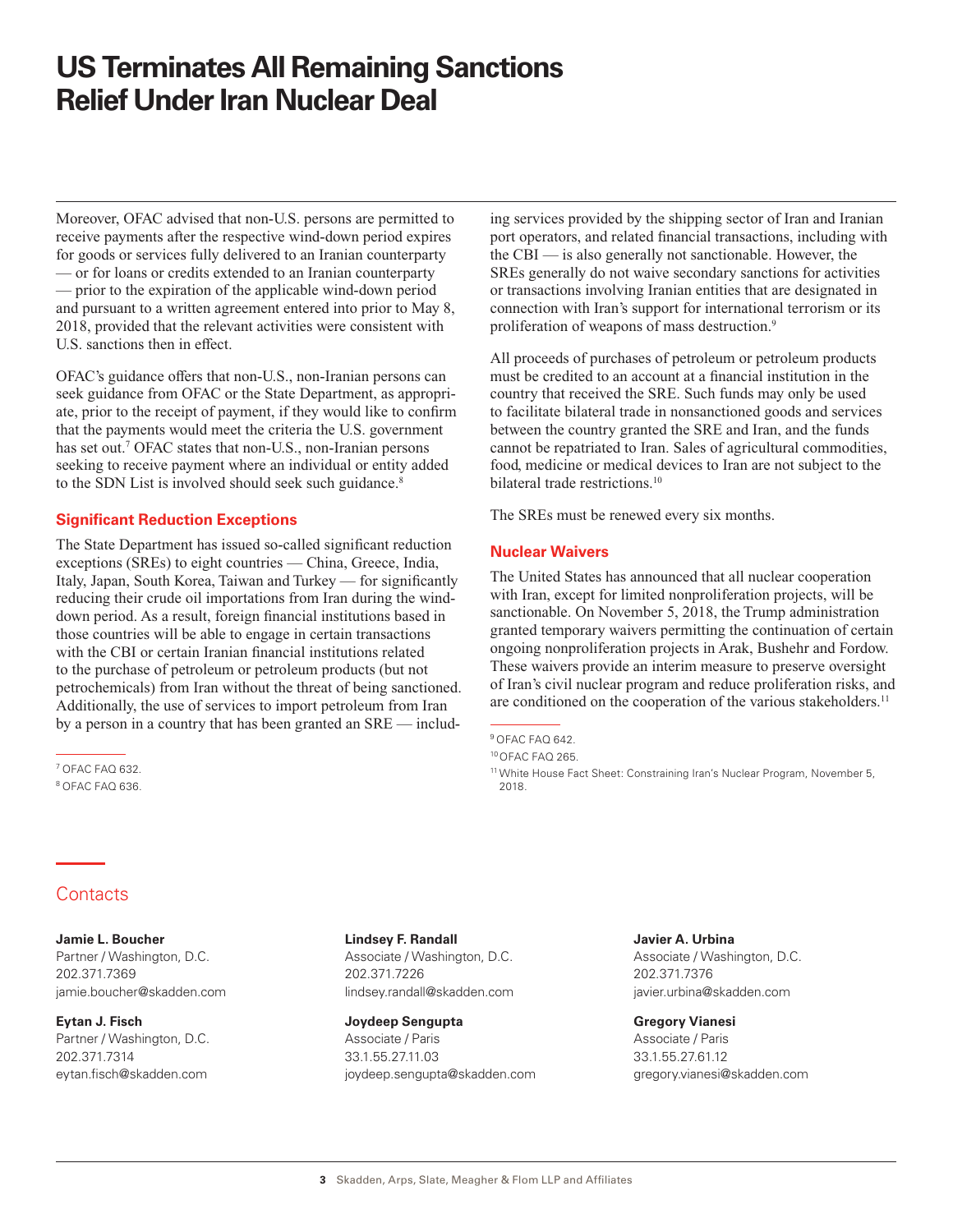# US Terminates All Remaining Sanctions Relief Under Iran Nuclear Deal

Moreover, OFAC advised that non-U.S. persons are permitted to receive payments after the respective wind-down period expires for goods or services fully delivered to an Iranian counterparty — or for loans or credits extended to an Iranian counterparty — prior to the expiration of the applicable wind-down period and pursuant to a written agreement entered into prior to May 8, 2018, provided that the relevant activities were consistent with U.S. sanctions then in effect.

OFAC's guidance offers that non-U.S., non-Iranian persons can seek guidance from OFAC or the State Department, as appropriate, prior to the receipt of payment, if they would like to confirm that the payments would meet the criteria the U.S. government has set out.[7] OFAC states that non-U.S., non-Iranian persons seeking to receive payment where an individual or entity added to the SDN List is involved should seek such guidance.[8]

### Significant Reduction Exceptions

The State Department has issued so-called significant reduction exceptions (SREs) to eight countries — China, Greece, India, Italy, Japan, South Korea, Taiwan and Turkey — for significantly reducing their crude oil importations from Iran during the wind-down period. As a result, foreign financial institutions based in those countries will be able to engage in certain transactions with the CBI or certain Iranian financial institutions related to the purchase of petroleum or petroleum products (but not petrochemicals) from Iran without the threat of being sanctioned. Additionally, the use of services to import petroleum from Iran by a person in a country that has been granted an SRE — including services provided by the shipping sector of Iran and Iranian port operators, and related financial transactions, including with the CBI — is also generally not sanctionable. However, the SREs generally do not waive secondary sanctions for activities or transactions involving Iranian entities that are designated in connection with Iran's support for international terrorism or its proliferation of weapons of mass destruction.[9]

All proceeds of purchases of petroleum or petroleum products must be credited to an account at a financial institution in the country that received the SRE. Such funds may only be used to facilitate bilateral trade in nonsanctioned goods and services between the country granted the SRE and Iran, and the funds cannot be repatriated to Iran. Sales of agricultural commodities, food, medicine or medical devices to Iran are not subject to the bilateral trade restrictions.[10]

The SREs must be renewed every six months.

### Nuclear Waivers

The United States has announced that all nuclear cooperation with Iran, except for limited nonproliferation projects, will be sanctionable. On November 5, 2018, the Trump administration granted temporary waivers permitting the continuation of certain ongoing nonproliferation projects in Arak, Bushehr and Fordow. These waivers provide an interim measure to preserve oversight of Iran's civil nuclear program and reduce proliferation risks, and are conditioned on the cooperation of the various stakeholders.[11]

---

[7] OFAC FAQ 632.

[8] OFAC FAQ 636.

[9] OFAC FAQ 642.

[10] OFAC FAQ 265.

[11] White House Fact Sheet: Constraining Iran's Nuclear Program, November 5, 2018.

## Contacts

**Jamie L. Boucher**
Partner / Washington, D.C.
202.371.7369
jamie.boucher@skadden.com

**Eytan J. Fisch**
Partner / Washington, D.C.
202.371.7314
eytan.fisch@skadden.com

**Lindsey F. Randall**
Associate / Washington, D.C.
202.371.7226
lindsey.randall@skadden.com

**Joydeep Sengupta**
Associate / Paris
33.1.55.27.11.03
joydeep.sengupta@skadden.com

**Javier A. Urbina**
Associate / Washington, D.C.
202.371.7376
javier.urbina@skadden.com

**Gregory Vianesi**
Associate / Paris
33.1.55.27.61.12
gregory.vianesi@skadden.com